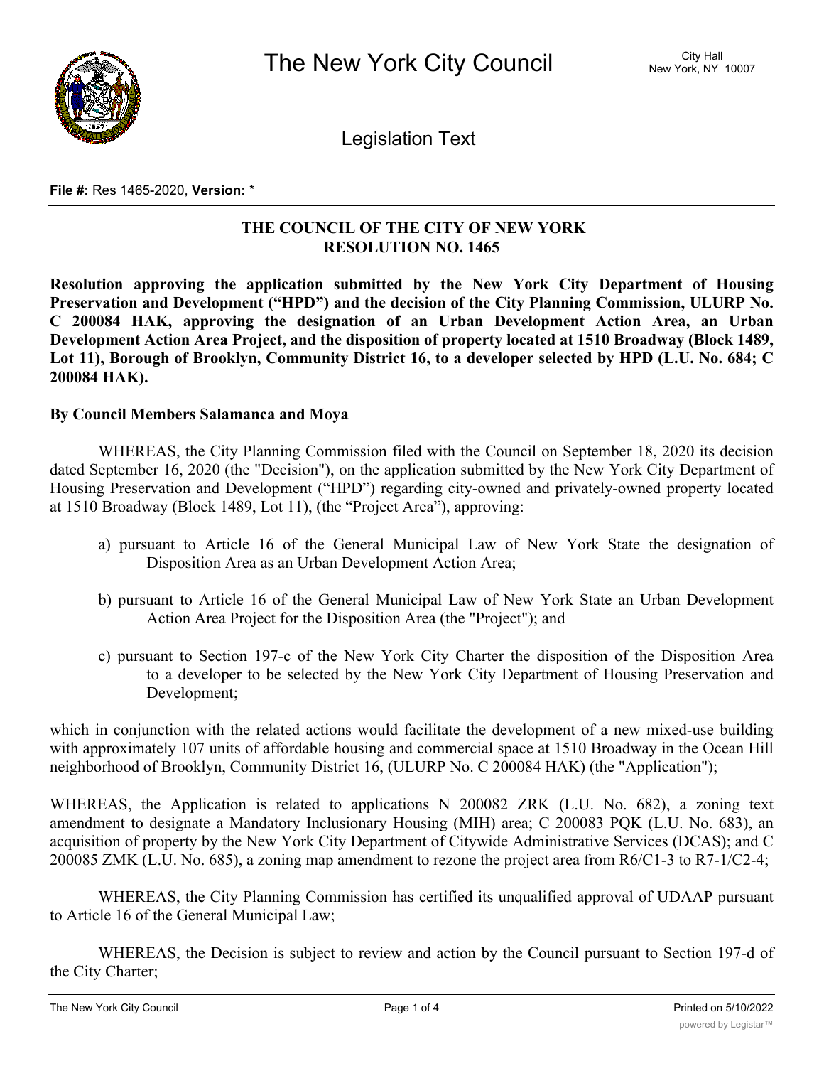# The New York City Council

City Hall
New York, NY 10007

## Legislation Text

**File #:** Res 1465-2020, **Version:** *

**THE COUNCIL OF THE CITY OF NEW YORK**
**RESOLUTION NO. 1465**

**Resolution approving the application submitted by the New York City Department of Housing Preservation and Development ("HPD") and the decision of the City Planning Commission, ULURP No. C 200084 HAK, approving the designation of an Urban Development Action Area, an Urban Development Action Area Project, and the disposition of property located at 1510 Broadway (Block 1489, Lot 11), Borough of Brooklyn, Community District 16, to a developer selected by HPD (L.U. No. 684; C 200084 HAK).**

**By Council Members Salamanca and Moya**

WHEREAS, the City Planning Commission filed with the Council on September 18, 2020 its decision dated September 16, 2020 (the "Decision"), on the application submitted by the New York City Department of Housing Preservation and Development ("HPD") regarding city-owned and privately-owned property located at 1510 Broadway (Block 1489, Lot 11), (the "Project Area"), approving:

a) pursuant to Article 16 of the General Municipal Law of New York State the designation of Disposition Area as an Urban Development Action Area;

b) pursuant to Article 16 of the General Municipal Law of New York State an Urban Development Action Area Project for the Disposition Area (the "Project"); and

c) pursuant to Section 197-c of the New York City Charter the disposition of the Disposition Area to a developer to be selected by the New York City Department of Housing Preservation and Development;

which in conjunction with the related actions would facilitate the development of a new mixed-use building with approximately 107 units of affordable housing and commercial space at 1510 Broadway in the Ocean Hill neighborhood of Brooklyn, Community District 16, (ULURP No. C 200084 HAK) (the "Application");

WHEREAS, the Application is related to applications N 200082 ZRK (L.U. No. 682), a zoning text amendment to designate a Mandatory Inclusionary Housing (MIH) area; C 200083 PQK (L.U. No. 683), an acquisition of property by the New York City Department of Citywide Administrative Services (DCAS); and C 200085 ZMK (L.U. No. 685), a zoning map amendment to rezone the project area from R6/C1-3 to R7-1/C2-4;

WHEREAS, the City Planning Commission has certified its unqualified approval of UDAAP pursuant to Article 16 of the General Municipal Law;

WHEREAS, the Decision is subject to review and action by the Council pursuant to Section 197-d of the City Charter;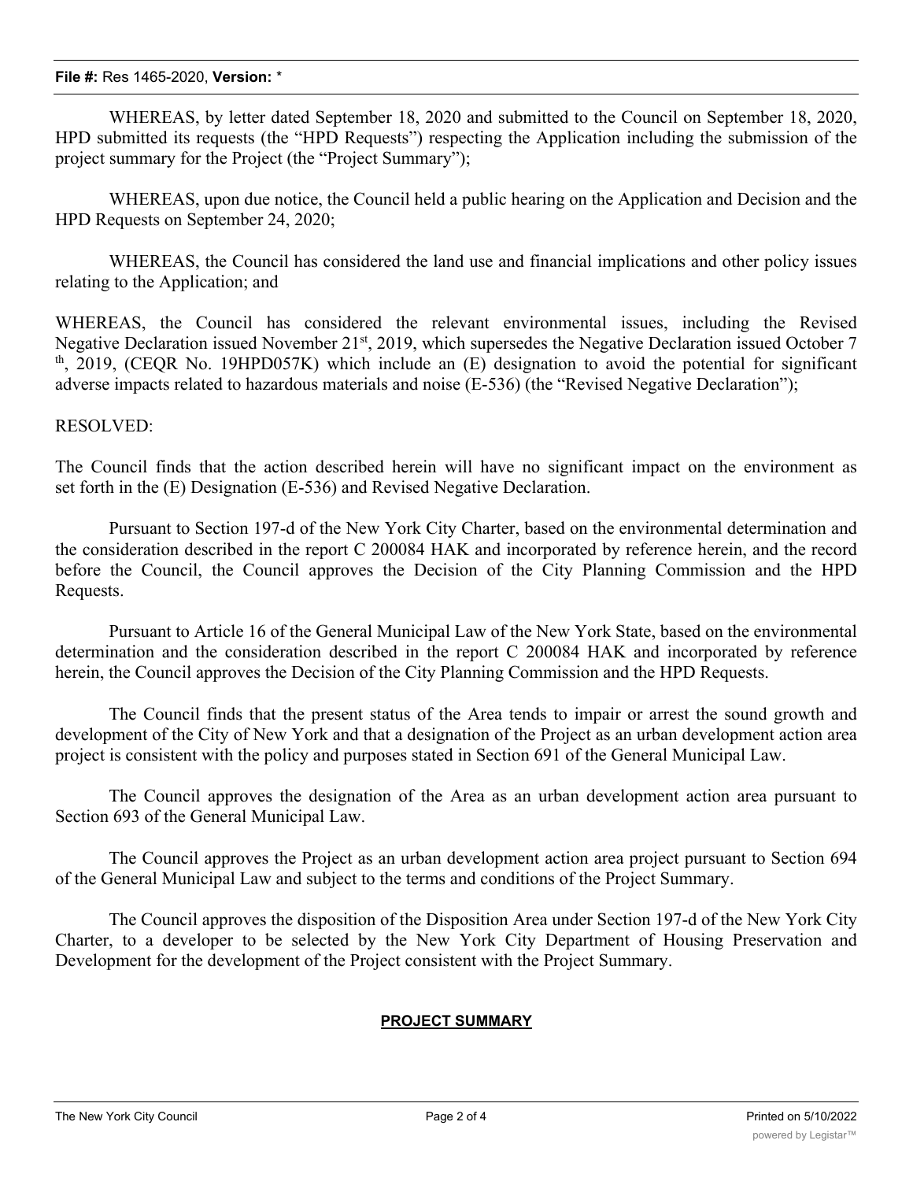WHEREAS, by letter dated September 18, 2020 and submitted to the Council on September 18, 2020, HPD submitted its requests (the "HPD Requests") respecting the Application including the submission of the project summary for the Project (the "Project Summary");

WHEREAS, upon due notice, the Council held a public hearing on the Application and Decision and the HPD Requests on September 24, 2020;

WHEREAS, the Council has considered the land use and financial implications and other policy issues relating to the Application; and

WHEREAS, the Council has considered the relevant environmental issues, including the Revised Negative Declaration issued November 21st, 2019, which supersedes the Negative Declaration issued October 7 th, 2019, (CEQR No. 19HPD057K) which include an (E) designation to avoid the potential for significant adverse impacts related to hazardous materials and noise (E-536) (the "Revised Negative Declaration");

RESOLVED:

The Council finds that the action described herein will have no significant impact on the environment as set forth in the (E) Designation (E-536) and Revised Negative Declaration.

Pursuant to Section 197-d of the New York City Charter, based on the environmental determination and the consideration described in the report C 200084 HAK and incorporated by reference herein, and the record before the Council, the Council approves the Decision of the City Planning Commission and the HPD Requests.

Pursuant to Article 16 of the General Municipal Law of the New York State, based on the environmental determination and the consideration described in the report C 200084 HAK and incorporated by reference herein, the Council approves the Decision of the City Planning Commission and the HPD Requests.

The Council finds that the present status of the Area tends to impair or arrest the sound growth and development of the City of New York and that a designation of the Project as an urban development action area project is consistent with the policy and purposes stated in Section 691 of the General Municipal Law.

The Council approves the designation of the Area as an urban development action area pursuant to Section 693 of the General Municipal Law.

The Council approves the Project as an urban development action area project pursuant to Section 694 of the General Municipal Law and subject to the terms and conditions of the Project Summary.

The Council approves the disposition of the Disposition Area under Section 197-d of the New York City Charter, to a developer to be selected by the New York City Department of Housing Preservation and Development for the development of the Project consistent with the Project Summary.

**PROJECT SUMMARY**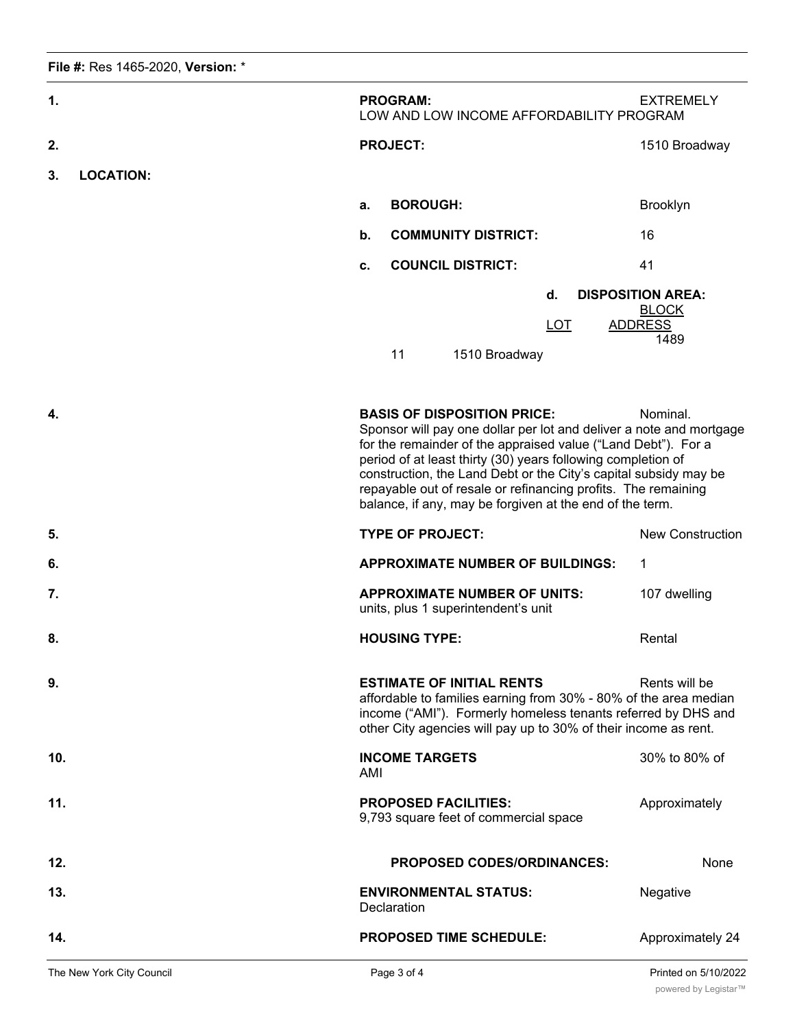File #: Res 1465-2020, Version: *

1. **PROGRAM:** EXTREMELY LOW AND LOW INCOME AFFORDABILITY PROGRAM

2. **PROJECT:** 1510 Broadway

3. **LOCATION:**

   a. **BOROUGH:** Brooklyn

   b. **COMMUNITY DISTRICT:** 16

   c. **COUNCIL DISTRICT:** 41

   d. **DISPOSITION AREA:**

| BLOCK | LOT | ADDRESS |
|---|---|---|
| 1489 | 11 | 1510 Broadway |

4. **BASIS OF DISPOSITION PRICE:** Nominal. Sponsor will pay one dollar per lot and deliver a note and mortgage for the remainder of the appraised value ("Land Debt"). For a period of at least thirty (30) years following completion of construction, the Land Debt or the City's capital subsidy may be repayable out of resale or refinancing profits. The remaining balance, if any, may be forgiven at the end of the term.

5. **TYPE OF PROJECT:** New Construction

6. **APPROXIMATE NUMBER OF BUILDINGS:** 1

7. **APPROXIMATE NUMBER OF UNITS:** 107 dwelling units, plus 1 superintendent's unit

8. **HOUSING TYPE:** Rental

9. **ESTIMATE OF INITIAL RENTS** Rents will be affordable to families earning from 30% - 80% of the area median income ("AMI"). Formerly homeless tenants referred by DHS and other City agencies will pay up to 30% of their income as rent.

10. **INCOME TARGETS** 30% to 80% of AMI

11. **PROPOSED FACILITIES:** Approximately 9,793 square feet of commercial space

12. **PROPOSED CODES/ORDINANCES:** None

13. **ENVIRONMENTAL STATUS:** Negative Declaration

14. **PROPOSED TIME SCHEDULE:** Approximately 24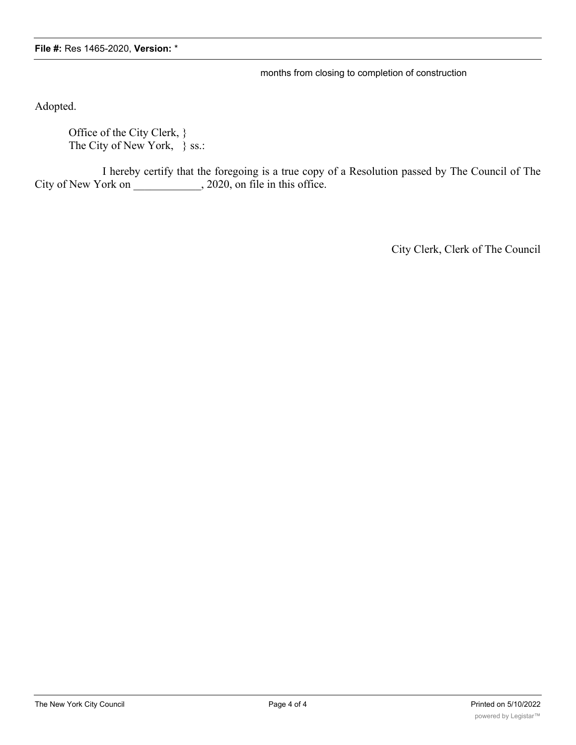months from closing to completion of construction

Adopted.

Office of the City Clerk, }
The City of New York, } ss.:

I hereby certify that the foregoing is a true copy of a Resolution passed by The Council of The City of New York on ____________, 2020, on file in this office.

City Clerk, Clerk of The Council